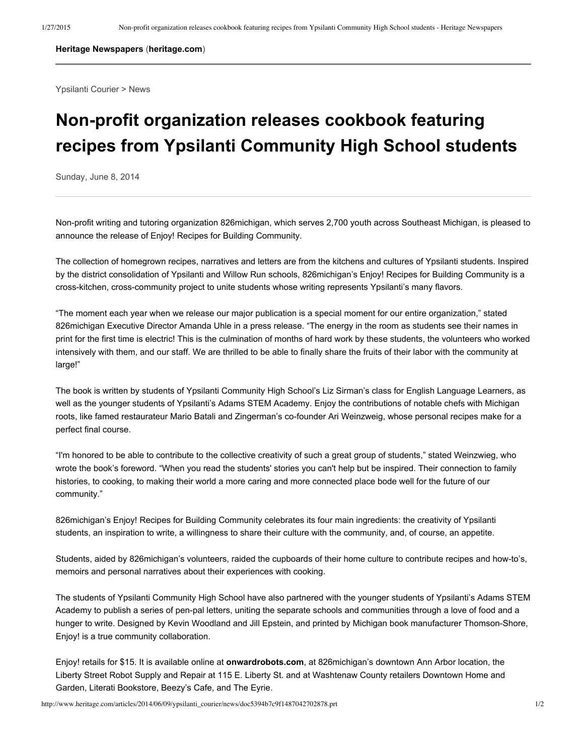**Heritage Newspapers** (**heritage.com**)

Ypsilanti Courier > News

# Non-profit organization releases cookbook featuring recipes from Ypsilanti Community High School students

Sunday, June 8, 2014

Non-profit writing and tutoring organization 826michigan, which serves 2,700 youth across Southeast Michigan, is pleased to announce the release of Enjoy! Recipes for Building Community.

The collection of homegrown recipes, narratives and letters are from the kitchens and cultures of Ypsilanti students. Inspired by the district consolidation of Ypsilanti and Willow Run schools, 826michigan's Enjoy! Recipes for Building Community is a cross-kitchen, cross-community project to unite students whose writing represents Ypsilanti's many flavors.

"The moment each year when we release our major publication is a special moment for our entire organization," stated 826michigan Executive Director Amanda Uhle in a press release. "The energy in the room as students see their names in print for the first time is electric! This is the culmination of months of hard work by these students, the volunteers who worked intensively with them, and our staff. We are thrilled to be able to finally share the fruits of their labor with the community at large!"

The book is written by students of Ypsilanti Community High School's Liz Sirman's class for English Language Learners, as well as the younger students of Ypsilanti's Adams STEM Academy. Enjoy the contributions of notable chefs with Michigan roots, like famed restaurateur Mario Batali and Zingerman's co-founder Ari Weinzweig, whose personal recipes make for a perfect final course.

"I'm honored to be able to contribute to the collective creativity of such a great group of students," stated Weinzwieg, who wrote the book's foreword. "When you read the students' stories you can't help but be inspired. Their connection to family histories, to cooking, to making their world a more caring and more connected place bode well for the future of our community."

826michigan's Enjoy! Recipes for Building Community celebrates its four main ingredients: the creativity of Ypsilanti students, an inspiration to write, a willingness to share their culture with the community, and, of course, an appetite.

Students, aided by 826michigan's volunteers, raided the cupboards of their home culture to contribute recipes and how-to's, memoirs and personal narratives about their experiences with cooking.

The students of Ypsilanti Community High School have also partnered with the younger students of Ypsilanti's Adams STEM Academy to publish a series of pen-pal letters, uniting the separate schools and communities through a love of food and a hunger to write. Designed by Kevin Woodland and Jill Epstein, and printed by Michigan book manufacturer Thomson-Shore, Enjoy! is a true community collaboration.

Enjoy! retails for $15. It is available online at **onwardrobots.com**, at 826michigan's downtown Ann Arbor location, the Liberty Street Robot Supply and Repair at 115 E. Liberty St. and at Washtenaw County retailers Downtown Home and Garden, Literati Bookstore, Beezy's Cafe, and The Eyrie.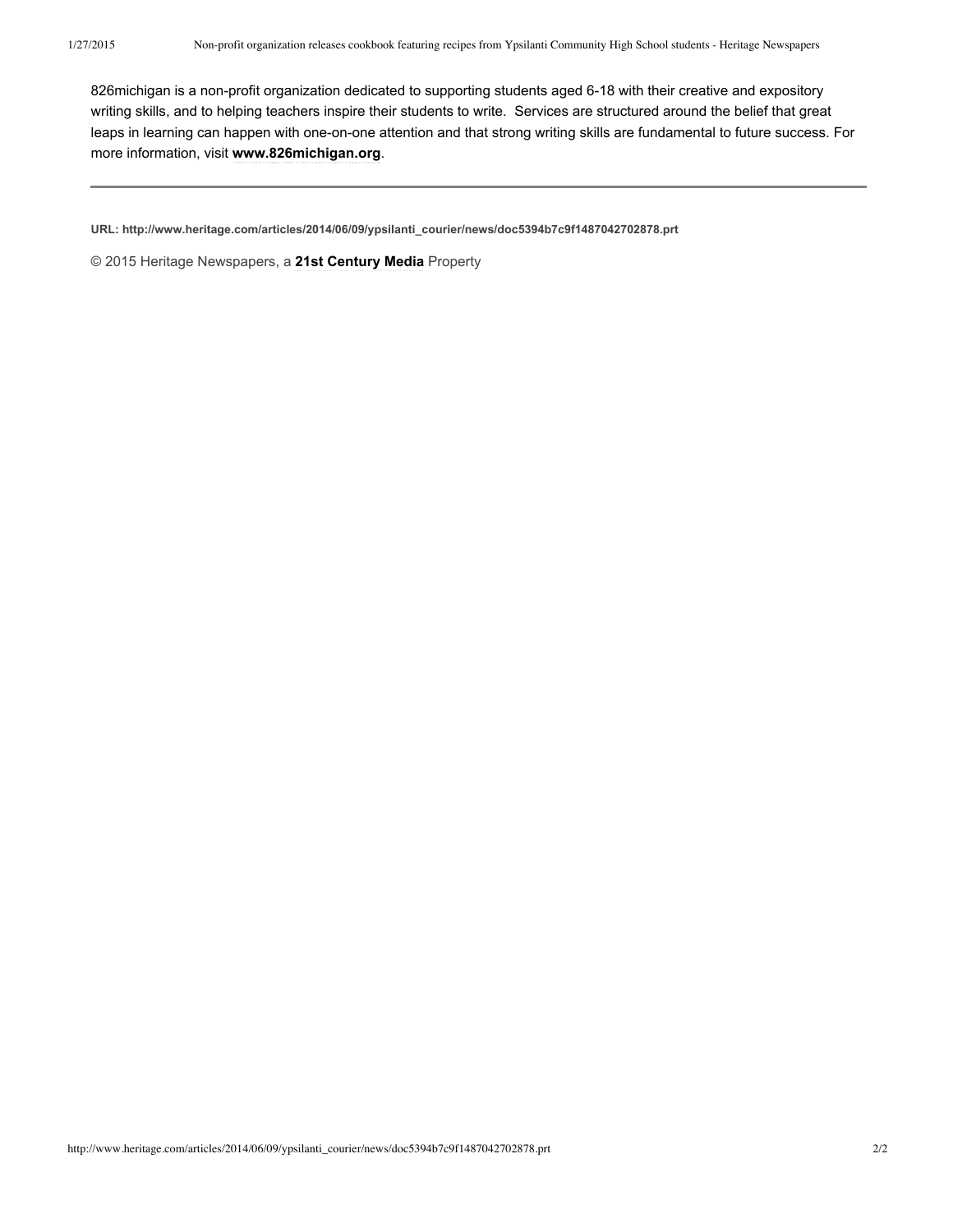826michigan is a non-profit organization dedicated to supporting students aged 6-18 with their creative and expository writing skills, and to helping teachers inspire their students to write.  Services are structured around the belief that great leaps in learning can happen with one-on-one attention and that strong writing skills are fundamental to future success. For more information, visit **www.826michigan.org**.

---

**URL: http://www.heritage.com/articles/2014/06/09/ypsilanti_courier/news/doc5394b7c9f1487042702878.prt**

© 2015 Heritage Newspapers, a **21st Century Media** Property